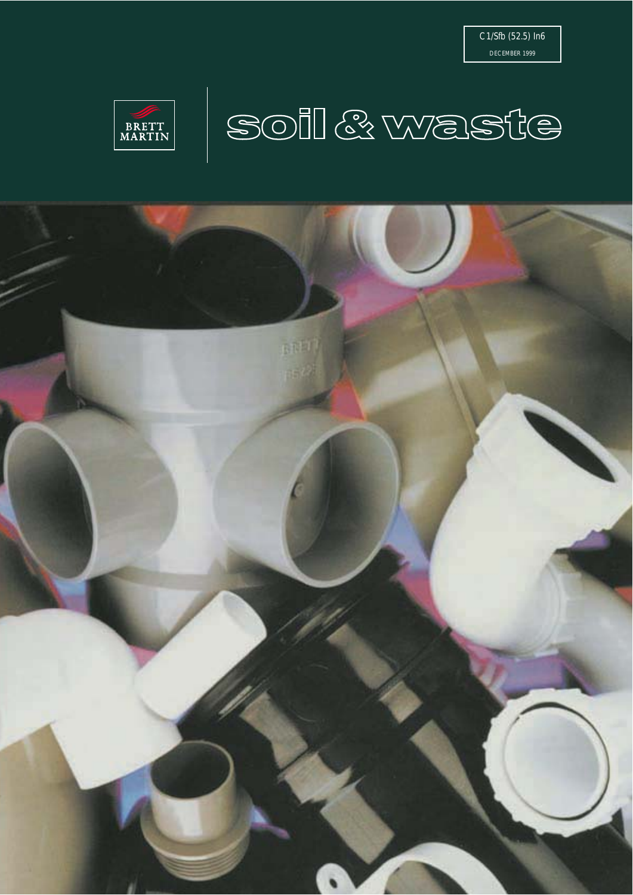C 1/Sfb (52.5) In6

DECEMBER 1999

BRETT MARTIN

# soil & waste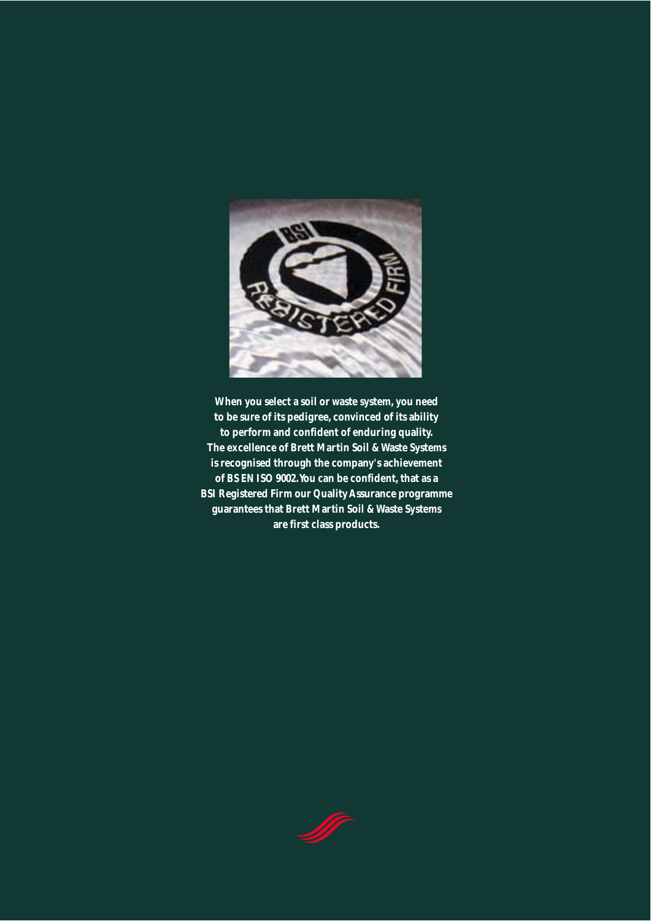**When you select a soil or waste system, you need to be sure of its pedigree, convinced of its ability to perform and confident of enduring quality. The excellence of Brett Martin Soil & Waste Systems is recognised through the company's achievement of BS EN ISO 9002. You can be confident, that as a BSI Registered Firm our Quality Assurance programme guarantees that Brett Martin Soil & Waste Systems are first class products.**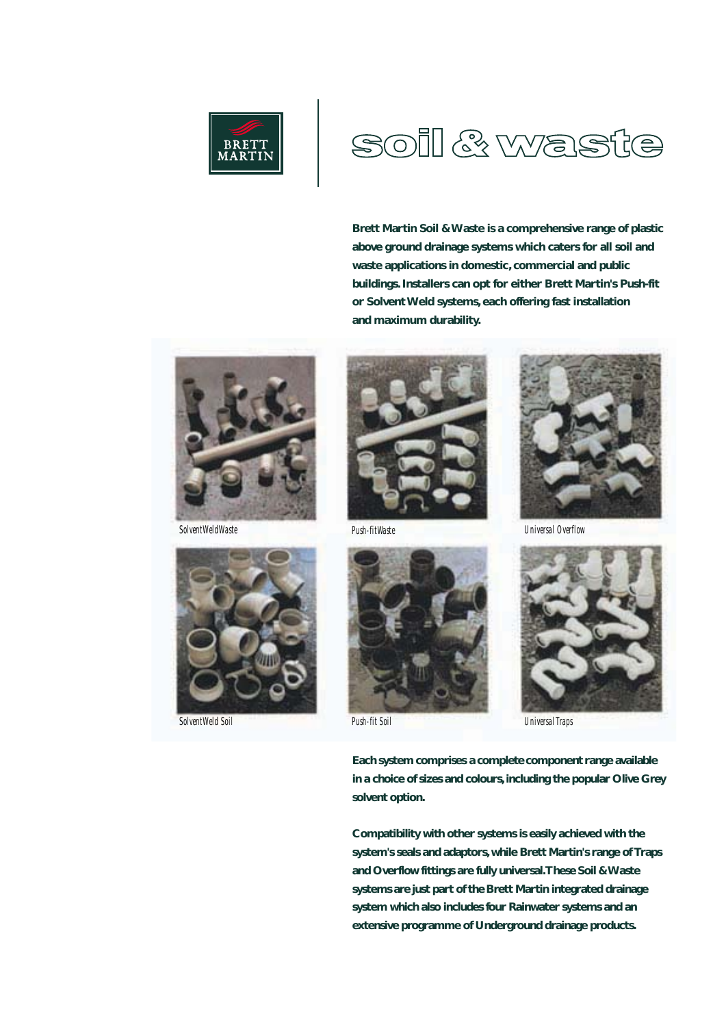BRETT MARTIN

# soil & waste

**Brett Martin Soil & Waste is a comprehensive range of plastic above ground drainage systems which caters for all soil and waste applications in domestic, commercial and public buildings. Installers can opt for either Brett Martin's Push-fit or Solvent Weld systems, each offering fast installation and maximum durability.**

Solvent Weld Waste

Push-fit Waste

Universal Overflow

Solvent Weld Soil

Push-fit Soil

Universal Traps

**Each system comprises a complete component range available in a choice of sizes and colours, including the popular Olive Grey solvent option.**

**Compatibility with other systems is easily achieved with the system's seals and adaptors, while Brett Martin's range of Traps and Overflow fittings are fully universal. These Soil & Waste systems are just part of the Brett Martin integrated drainage system which also includes four Rainwater systems and an extensive programme of Underground drainage products.**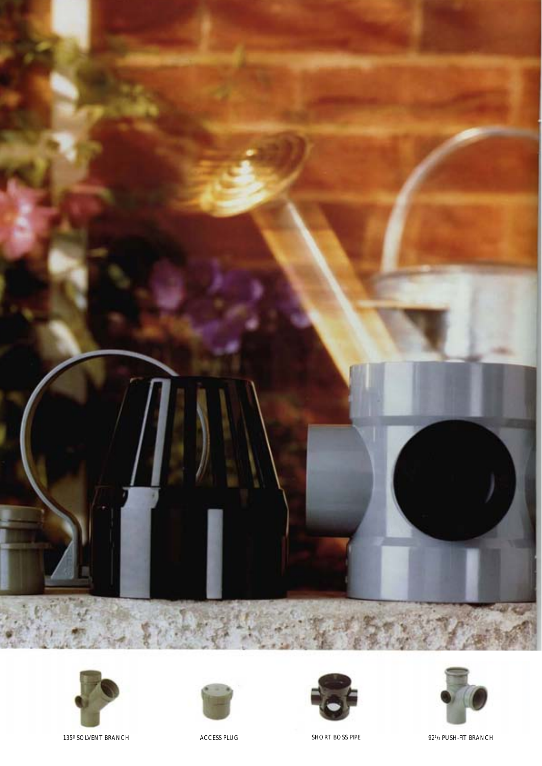135º SOLVENT BRANCH

ACCESS PLUG

SHORT BOSS PIPE

92½ PUSH-FIT BRANCH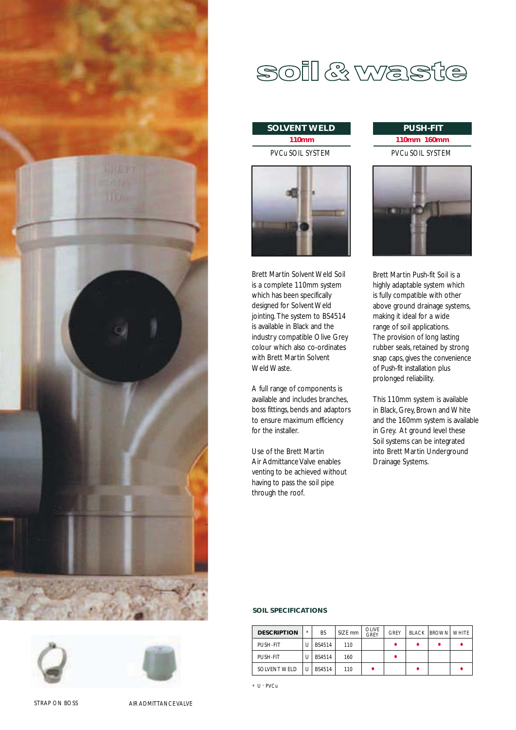# soil & waste

## SOLVENT WELD

**110mm**

PVCu SOIL SYSTEM

Brett Martin Solvent Weld Soil is a complete 110mm system which has been specifically designed for Solvent Weld jointing. The system to BS4514 is available in Black and the industry compatible Olive Grey colour which also co-ordinates with Brett Martin Solvent Weld Waste.

A full range of components is available and includes branches, boss fittings, bends and adaptors to ensure maximum efficiency for the installer.

Use of the Brett Martin Air Admittance Valve enables venting to be achieved without having to pass the soil pipe through the roof.

## PUSH-FIT

**110mm 160mm**

PVCu SOIL SYSTEM

Brett Martin Push-fit Soil is a highly adaptable system which is fully compatible with other above ground drainage systems, making it ideal for a wide range of soil applications. The provision of long lasting rubber seals, retained by strong snap caps, gives the convenience of Push-fit installation plus prolonged reliability.

This 110mm system is available in Black, Grey, Brown and White and the 160mm system is available in Grey. At ground level these Soil systems can be integrated into Brett Martin Underground Drainage Systems.

### SOIL SPECIFICATIONS

| DESCRIPTION | * | BS | SIZE mm | OLIVE GREY | GREY | BLACK | BROWN | WHITE |
|---|---|---|---|---|---|---|---|---|
| PUSH-FIT | U | BS4514 | 110 | | • | • | • | • |
| PUSH-FIT | U | BS4514 | 160 | | • | | | |
| SOLVENT WELD | U | BS4514 | 110 | • | | • | | • |

* U - PVCu

STRAP ON BOSS

AIR ADMITTANCE VALVE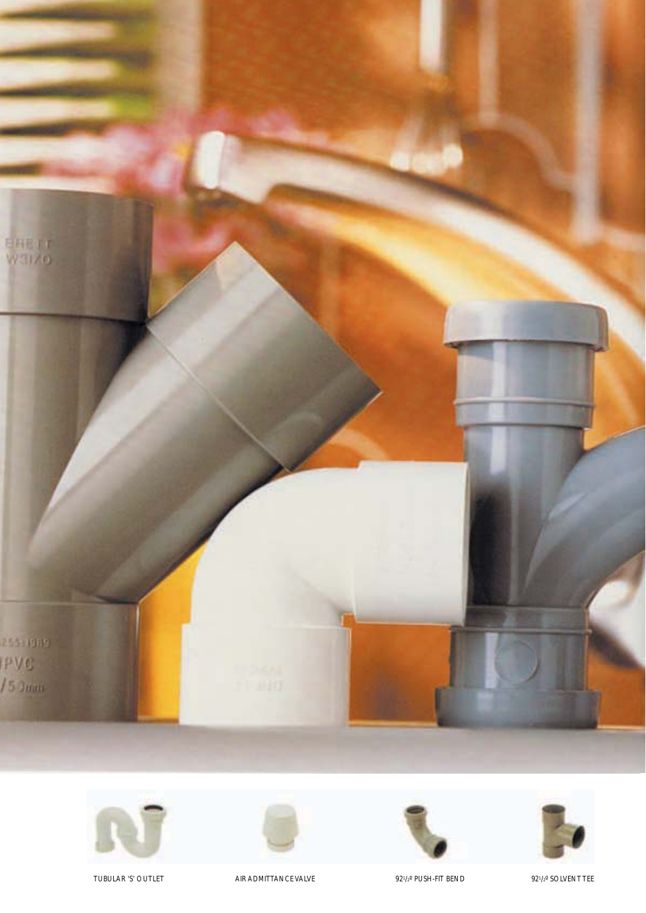TUBULAR 'S' OUTLET

AIR ADMITTANCE VALVE

92½º PUSH-FIT BEND

92½º SOLVENT TEE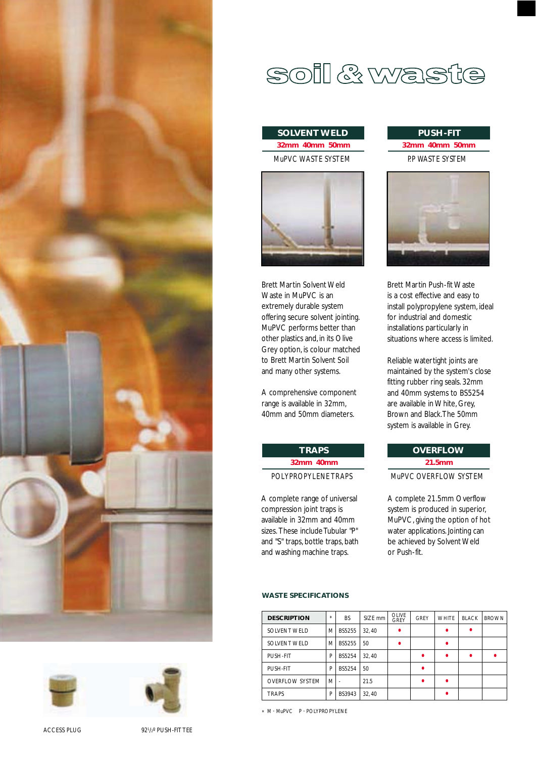# soil & waste

## SOLVENT WELD

**32mm 40mm 50mm**

MuPVC WASTE SYSTEM

Brett Martin Solvent Weld Waste in MuPVC is an extremely durable system offering secure solvent jointing. MuPVC performs better than other plastics and, in its Olive Grey option, is colour matched to Brett Martin Solvent Soil and many other systems.

A comprehensive component range is available in 32mm, 40mm and 50mm diameters.

## PUSH-FIT

**32mm 40mm 50mm**

P.P WASTE SYSTEM

Brett Martin Push-fit Waste is a cost effective and easy to install polypropylene system, ideal for industrial and domestic installations particularly in situations where access is limited.

Reliable watertight joints are maintained by the system's close fitting rubber ring seals. 32mm and 40mm systems to BS5254 are available in White, Grey, Brown and Black. The 50mm system is available in Grey.

## TRAPS

**32mm 40mm**

POLYPROPYLENE TRAPS

A complete range of universal compression joint traps is available in 32mm and 40mm sizes. These include Tubular "P" and "S" traps, bottle traps, bath and washing machine traps.

## OVERFLOW

**21.5mm**

MuPVC OVERFLOW SYSTEM

A complete 21.5mm Overflow system is produced in superior, MuPVC, giving the option of hot water applications. Jointing can be achieved by Solvent Weld or Push-fit.

### WASTE SPECIFICATIONS

| DESCRIPTION | * | BS | SIZE mm | OLIVE GREY | GREY | WHITE | BLACK | BROWN |
|---|---|---|---|---|---|---|---|---|
| SOLVENT WELD | M | BS5255 | 32, 40 | • | | • | • | |
| SOLVENT WELD | M | BS5255 | 50 | • | | • | | |
| PUSH-FIT | P | BS5254 | 32, 40 | | • | • | • | • |
| PUSH-FIT | P | BS5254 | 50 | | • | | | |
| OVERFLOW SYSTEM | M | - | 21.5 | | • | • | | |
| TRAPS | P | BS3943 | 32, 40 | | | • | | |

* M - MuPVC P - POLYPROPYLENE

ACCESS PLUG

92½° PUSH-FIT TEE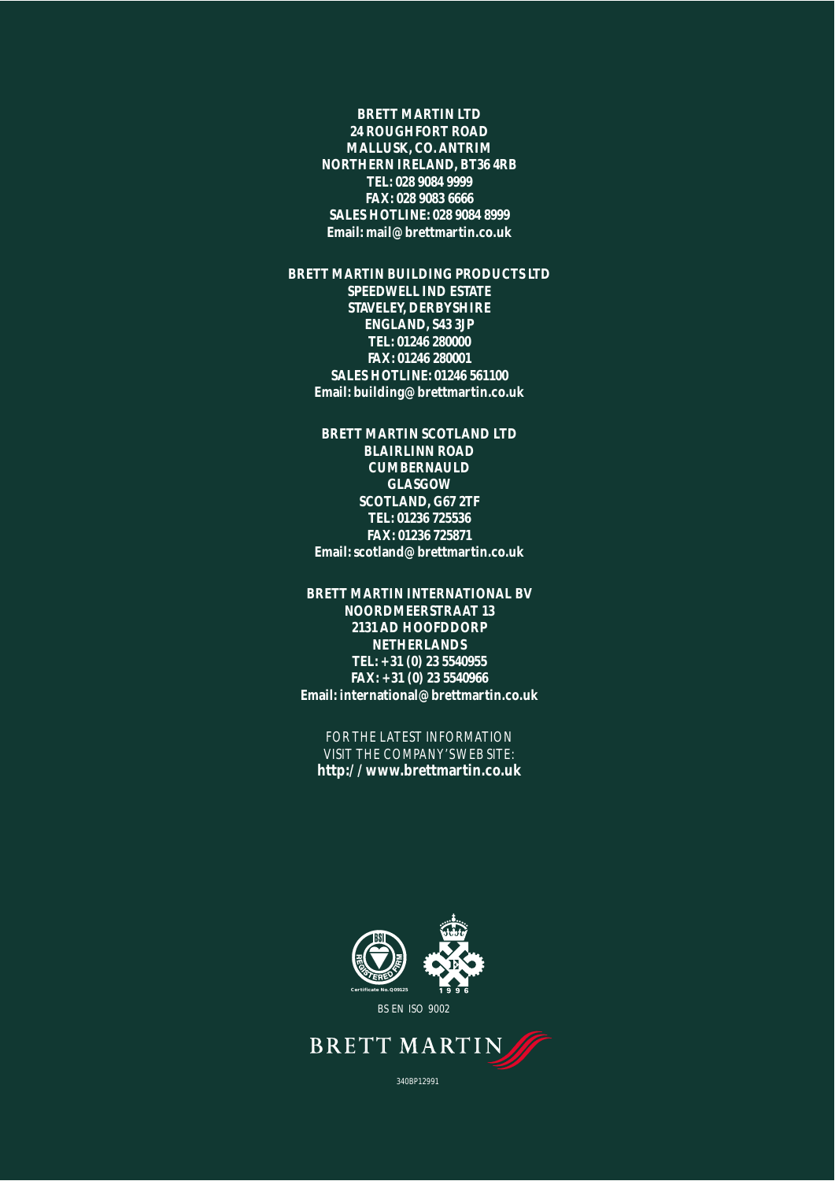**BRETT MARTIN LTD**
**24 ROUGHFORT ROAD**
**MALLUSK, CO. ANTRIM**
**NORTHERN IRELAND, BT36 4RB**
**TEL: 028 9084 9999**
**FAX: 028 9083 6666**
**SALES HOTLINE: 028 9084 8999**
**Email: mail@brettmartin.co.uk**

**BRETT MARTIN BUILDING PRODUCTS LTD**
**SPEEDWELL IND ESTATE**
**STAVELEY, DERBYSHIRE**
**ENGLAND, S43 3JP**
**TEL: 01246 280000**
**FAX: 01246 280001**
**SALES HOTLINE: 01246 561100**
**Email: building@brettmartin.co.uk**

**BRETT MARTIN SCOTLAND LTD**
**BLAIRLINN ROAD**
**CUMBERNAULD**
**GLASGOW**
**SCOTLAND, G67 2TF**
**TEL: 01236 725536**
**FAX: 01236 725871**
**Email: scotland@brettmartin.co.uk**

**BRETT MARTIN INTERNATIONAL BV**
**NOORDMEERSTRAAT 13**
**2131 AD HOOFDDORP**
**NETHERLANDS**
**TEL: +31 (0) 23 5540955**
**FAX: +31 (0) 23 5540966**
**Email: international@brettmartin.co.uk**

FOR THE LATEST INFORMATION
VISIT THE COMPANY'S WEB SITE:
**http://www.brettmartin.co.uk**

BSI REGISTERED FIRM
Certificate No. Q09125

1996

BS EN ISO 9002

BRETT MARTIN

340BP12991